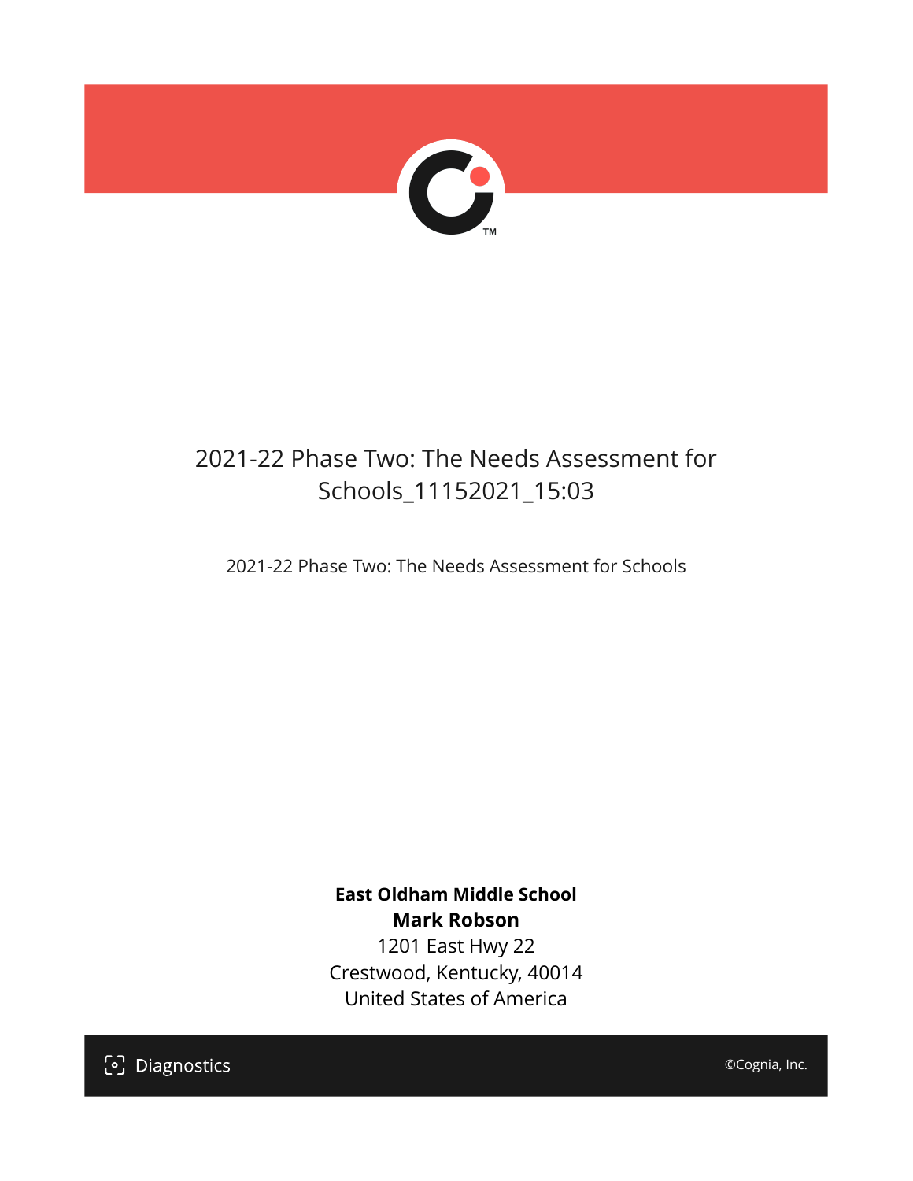# 2021-22 Phase Two: The Needs Assessment for Schools_11152021_15:03

2021-22 Phase Two: The Needs Assessment for Schools

**East Oldham Middle School**
**Mark Robson**
1201 East Hwy 22
Crestwood, Kentucky, 40014
United States of America

Diagnostics

©Cognia, Inc.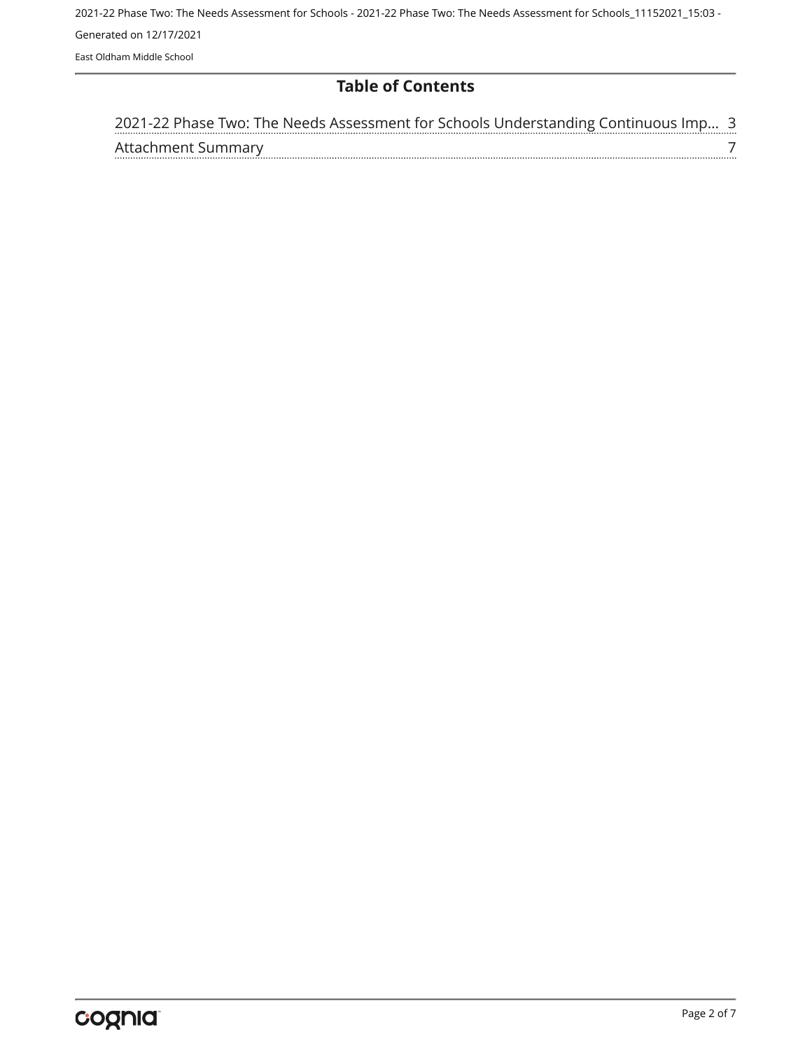# Table of Contents

2021-22 Phase Two: The Needs Assessment for Schools Understanding Continuous Imp... 3

Attachment Summary 7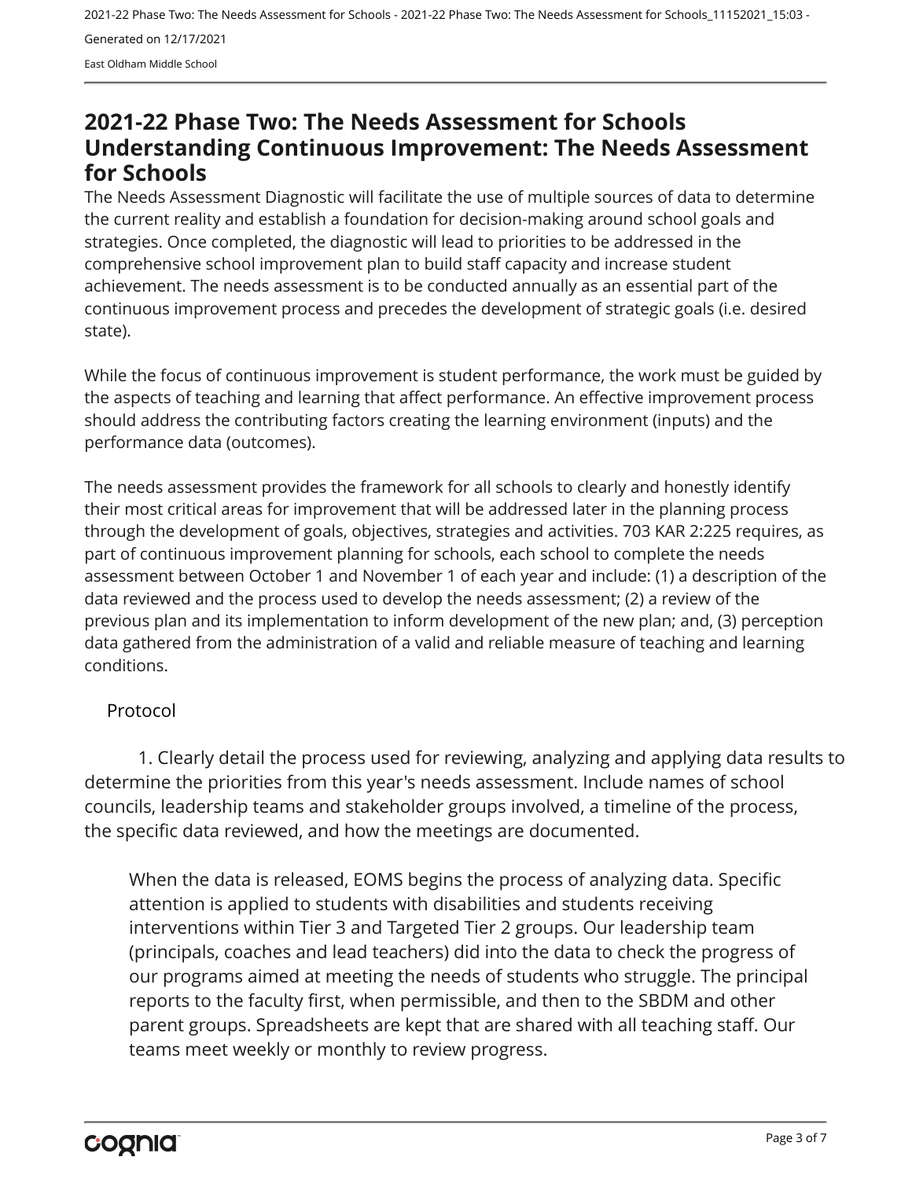# 2021-22 Phase Two: The Needs Assessment for Schools Understanding Continuous Improvement: The Needs Assessment for Schools

The Needs Assessment Diagnostic will facilitate the use of multiple sources of data to determine the current reality and establish a foundation for decision-making around school goals and strategies. Once completed, the diagnostic will lead to priorities to be addressed in the comprehensive school improvement plan to build staff capacity and increase student achievement. The needs assessment is to be conducted annually as an essential part of the continuous improvement process and precedes the development of strategic goals (i.e. desired state).

While the focus of continuous improvement is student performance, the work must be guided by the aspects of teaching and learning that affect performance. An effective improvement process should address the contributing factors creating the learning environment (inputs) and the performance data (outcomes).

The needs assessment provides the framework for all schools to clearly and honestly identify their most critical areas for improvement that will be addressed later in the planning process through the development of goals, objectives, strategies and activities. 703 KAR 2:225 requires, as part of continuous improvement planning for schools, each school to complete the needs assessment between October 1 and November 1 of each year and include: (1) a description of the data reviewed and the process used to develop the needs assessment; (2) a review of the previous plan and its implementation to inform development of the new plan; and, (3) perception data gathered from the administration of a valid and reliable measure of teaching and learning conditions.

Protocol

1. Clearly detail the process used for reviewing, analyzing and applying data results to determine the priorities from this year's needs assessment. Include names of school councils, leadership teams and stakeholder groups involved, a timeline of the process, the specific data reviewed, and how the meetings are documented.

When the data is released, EOMS begins the process of analyzing data. Specific attention is applied to students with disabilities and students receiving interventions within Tier 3 and Targeted Tier 2 groups. Our leadership team (principals, coaches and lead teachers) did into the data to check the progress of our programs aimed at meeting the needs of students who struggle. The principal reports to the faculty first, when permissible, and then to the SBDM and other parent groups. Spreadsheets are kept that are shared with all teaching staff. Our teams meet weekly or monthly to review progress.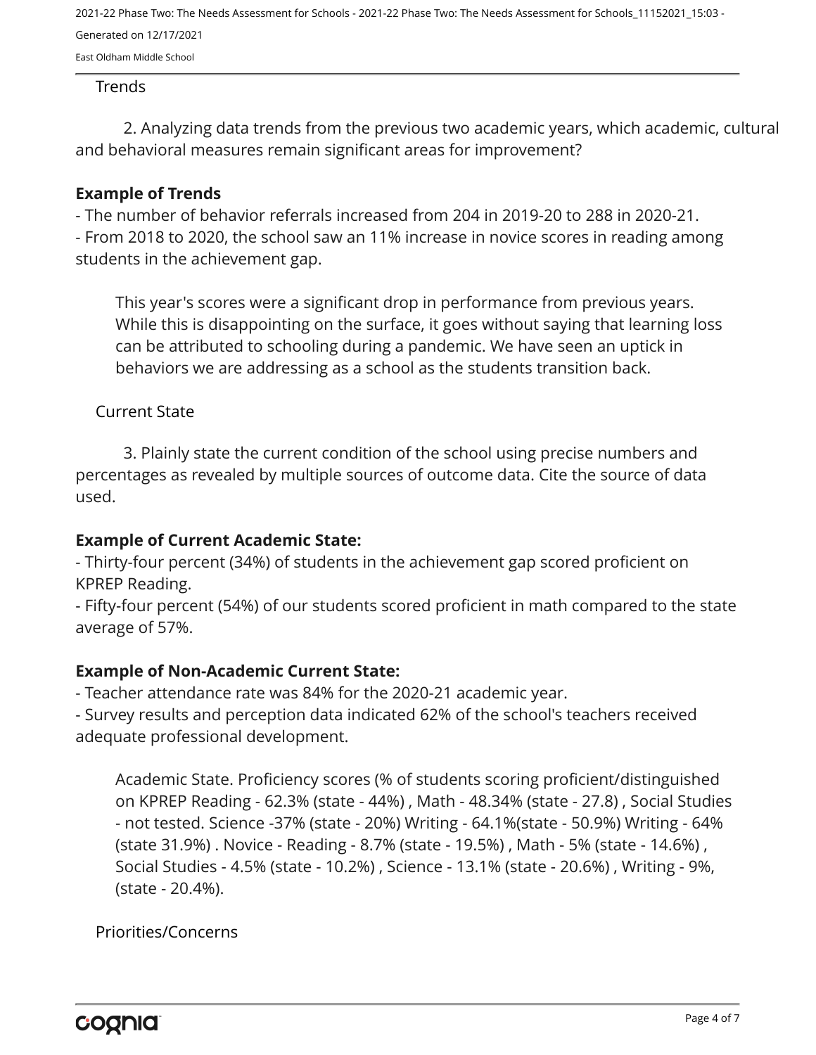Trends

2. Analyzing data trends from the previous two academic years, which academic, cultural and behavioral measures remain significant areas for improvement?

**Example of Trends**

- The number of behavior referrals increased from 204 in 2019-20 to 288 in 2020-21.
- From 2018 to 2020, the school saw an 11% increase in novice scores in reading among students in the achievement gap.

> This year's scores were a significant drop in performance from previous years. While this is disappointing on the surface, it goes without saying that learning loss can be attributed to schooling during a pandemic. We have seen an uptick in behaviors we are addressing as a school as the students transition back.

Current State

3. Plainly state the current condition of the school using precise numbers and percentages as revealed by multiple sources of outcome data. Cite the source of data used.

**Example of Current Academic State:**

- Thirty-four percent (34%) of students in the achievement gap scored proficient on KPREP Reading.
- Fifty-four percent (54%) of our students scored proficient in math compared to the state average of 57%.

**Example of Non-Academic Current State:**

- Teacher attendance rate was 84% for the 2020-21 academic year.
- Survey results and perception data indicated 62% of the school's teachers received adequate professional development.

> Academic State. Proficiency scores (% of students scoring proficient/distinguished on KPREP Reading - 62.3% (state - 44%) , Math - 48.34% (state - 27.8) , Social Studies - not tested. Science -37% (state - 20%) Writing - 64.1%(state - 50.9%) Writing - 64% (state 31.9%) . Novice - Reading - 8.7% (state - 19.5%) , Math - 5% (state - 14.6%) , Social Studies - 4.5% (state - 10.2%) , Science - 13.1% (state - 20.6%) , Writing - 9%, (state - 20.4%).

Priorities/Concerns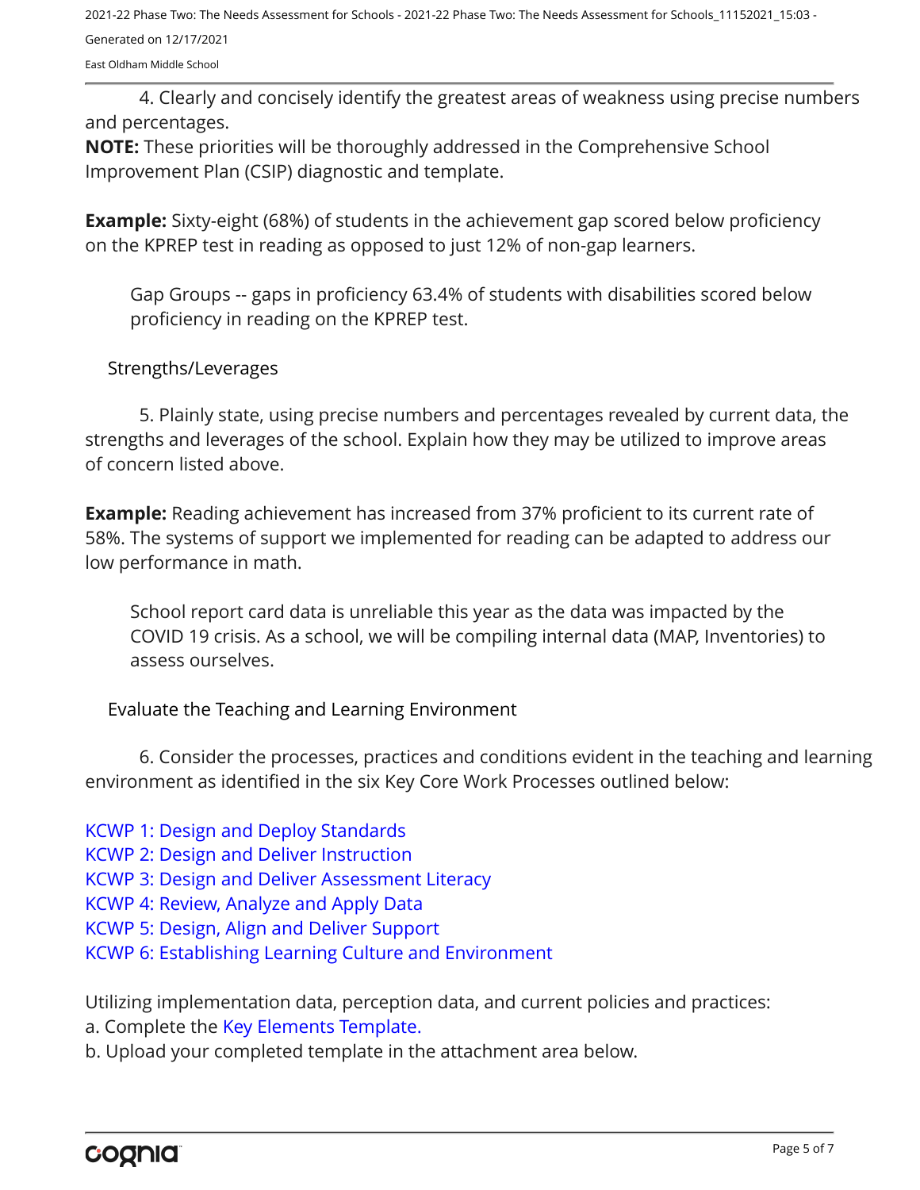4. Clearly and concisely identify the greatest areas of weakness using precise numbers and percentages.

**NOTE:** These priorities will be thoroughly addressed in the Comprehensive School Improvement Plan (CSIP) diagnostic and template.

**Example:** Sixty-eight (68%) of students in the achievement gap scored below proficiency on the KPREP test in reading as opposed to just 12% of non-gap learners.

> Gap Groups -- gaps in proficiency 63.4% of students with disabilities scored below proficiency in reading on the KPREP test.

## Strengths/Leverages

5. Plainly state, using precise numbers and percentages revealed by current data, the strengths and leverages of the school. Explain how they may be utilized to improve areas of concern listed above.

**Example:** Reading achievement has increased from 37% proficient to its current rate of 58%. The systems of support we implemented for reading can be adapted to address our low performance in math.

> School report card data is unreliable this year as the data was impacted by the COVID 19 crisis. As a school, we will be compiling internal data (MAP, Inventories) to assess ourselves.

## Evaluate the Teaching and Learning Environment

6. Consider the processes, practices and conditions evident in the teaching and learning environment as identified in the six Key Core Work Processes outlined below:

KCWP 1: Design and Deploy Standards
KCWP 2: Design and Deliver Instruction
KCWP 3: Design and Deliver Assessment Literacy
KCWP 4: Review, Analyze and Apply Data
KCWP 5: Design, Align and Deliver Support
KCWP 6: Establishing Learning Culture and Environment

Utilizing implementation data, perception data, and current policies and practices:
a. Complete the Key Elements Template.
b. Upload your completed template in the attachment area below.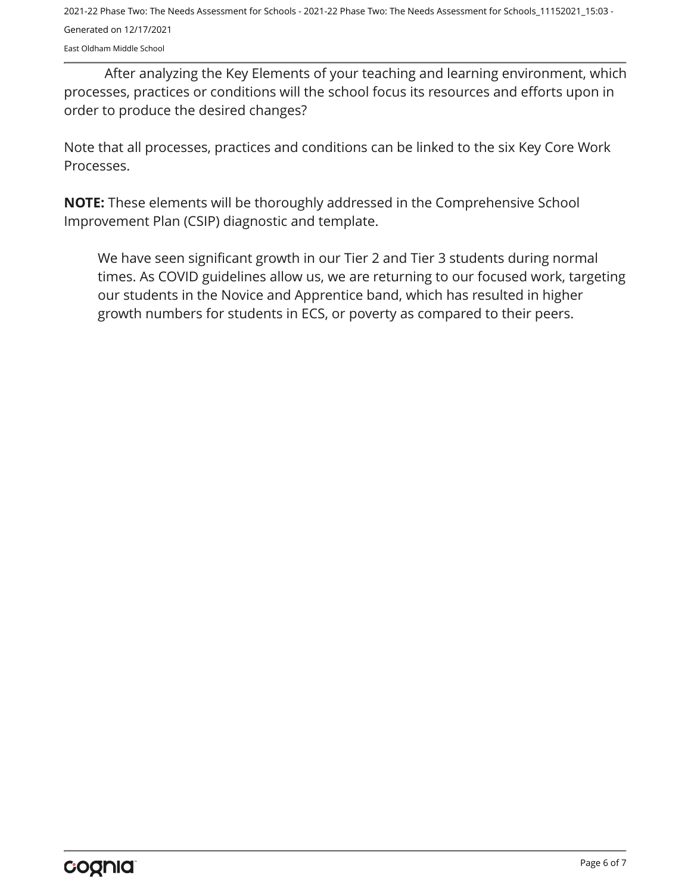After analyzing the Key Elements of your teaching and learning environment, which processes, practices or conditions will the school focus its resources and efforts upon in order to produce the desired changes?

Note that all processes, practices and conditions can be linked to the six Key Core Work Processes.

**NOTE:** These elements will be thoroughly addressed in the Comprehensive School Improvement Plan (CSIP) diagnostic and template.

We have seen significant growth in our Tier 2 and Tier 3 students during normal times. As COVID guidelines allow us, we are returning to our focused work, targeting our students in the Novice and Apprentice band, which has resulted in higher growth numbers for students in ECS, or poverty as compared to their peers.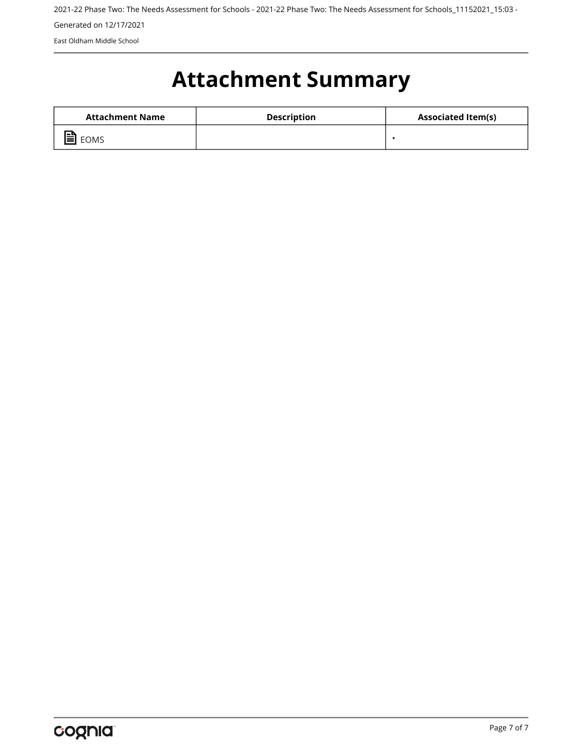# Attachment Summary

| Attachment Name | Description | Associated Item(s) |
| --- | --- | --- |
| EOMS | | • |